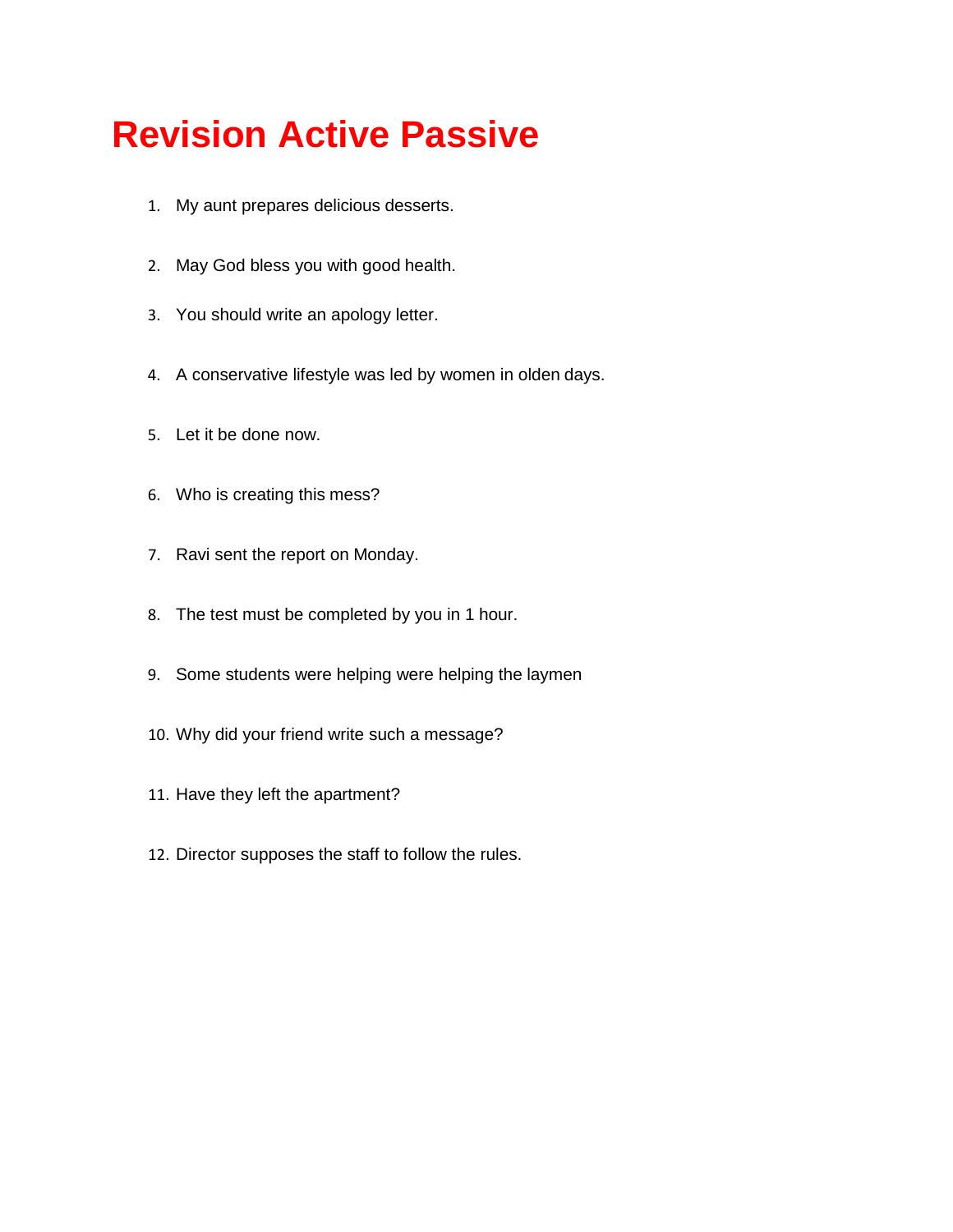# Revision Active Passive

1. My aunt prepares delicious desserts.
2. May God bless you with good health.
3. You should write an apology letter.
4. A conservative lifestyle was led by women in olden days.
5. Let it be done now.
6. Who is creating this mess?
7. Ravi sent the report on Monday.
8. The test must be completed by you in 1 hour.
9. Some students were helping were helping the laymen
10. Why did your friend write such a message?
11. Have they left the apartment?
12. Director supposes the staff to follow the rules.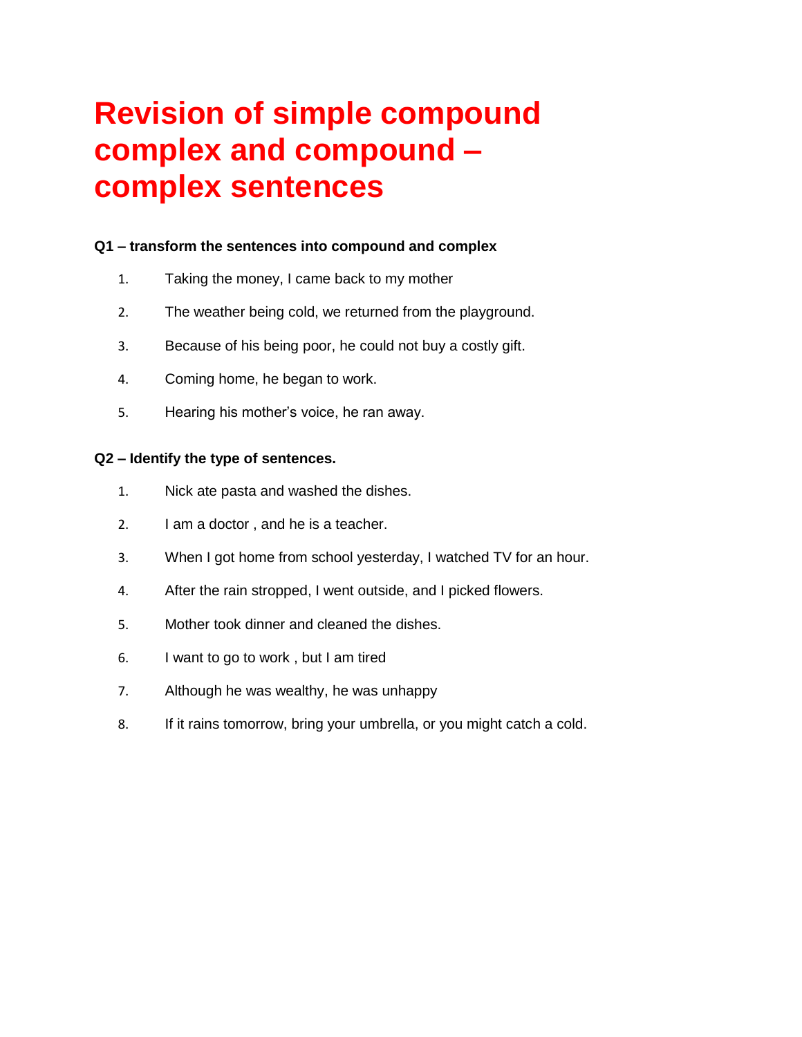# Revision of simple compound complex and compound – complex sentences

**Q1 – transform the sentences into compound and complex**

1. Taking the money, I came back to my mother
2. The weather being cold, we returned from the playground.
3. Because of his being poor, he could not buy a costly gift.
4. Coming home, he began to work.
5. Hearing his mother's voice, he ran away.

**Q2 – Identify the type of sentences.**

1. Nick ate pasta and washed the dishes.
2. I am a doctor , and he is a teacher.
3. When I got home from school yesterday, I watched TV for an hour.
4. After the rain stropped, I went outside, and I picked flowers.
5. Mother took dinner and cleaned the dishes.
6. I want to go to work , but I am tired
7. Although he was wealthy, he was unhappy
8. If it rains tomorrow, bring your umbrella, or you might catch a cold.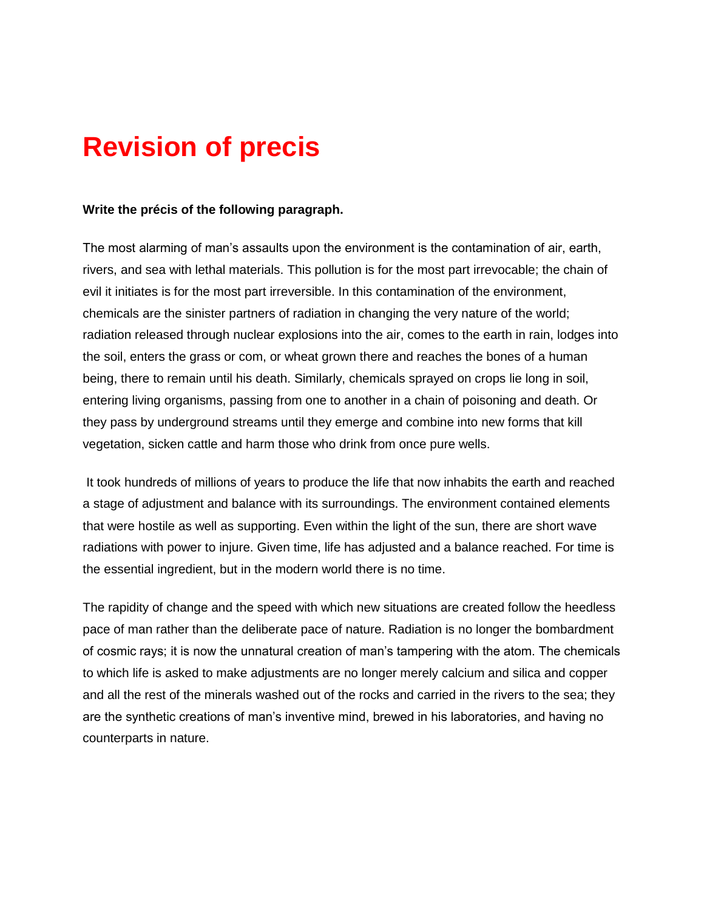# Revision of precis

**Write the précis of the following paragraph.**

The most alarming of man's assaults upon the environment is the contamination of air, earth, rivers, and sea with lethal materials. This pollution is for the most part irrevocable; the chain of evil it initiates is for the most part irreversible. In this contamination of the environment, chemicals are the sinister partners of radiation in changing the very nature of the world; radiation released through nuclear explosions into the air, comes to the earth in rain, lodges into the soil, enters the grass or com, or wheat grown there and reaches the bones of a human being, there to remain until his death. Similarly, chemicals sprayed on crops lie long in soil, entering living organisms, passing from one to another in a chain of poisoning and death. Or they pass by underground streams until they emerge and combine into new forms that kill vegetation, sicken cattle and harm those who drink from once pure wells.

It took hundreds of millions of years to produce the life that now inhabits the earth and reached a stage of adjustment and balance with its surroundings. The environment contained elements that were hostile as well as supporting. Even within the light of the sun, there are short wave radiations with power to injure. Given time, life has adjusted and a balance reached. For time is the essential ingredient, but in the modern world there is no time.

The rapidity of change and the speed with which new situations are created follow the heedless pace of man rather than the deliberate pace of nature. Radiation is no longer the bombardment of cosmic rays; it is now the unnatural creation of man's tampering with the atom. The chemicals to which life is asked to make adjustments are no longer merely calcium and silica and copper and all the rest of the minerals washed out of the rocks and carried in the rivers to the sea; they are the synthetic creations of man's inventive mind, brewed in his laboratories, and having no counterparts in nature.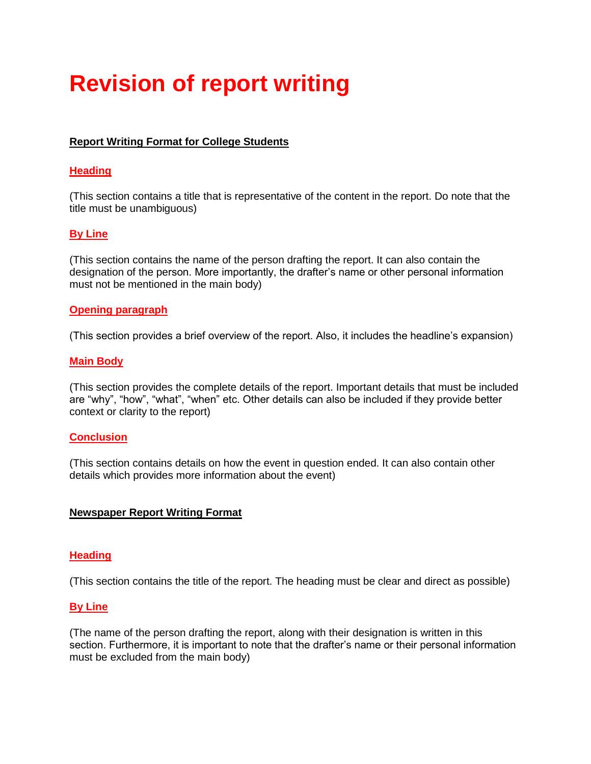# Revision of report writing

## Report Writing Format for College Students

### Heading

(This section contains a title that is representative of the content in the report. Do note that the title must be unambiguous)

### By Line

(This section contains the name of the person drafting the report. It can also contain the designation of the person. More importantly, the drafter's name or other personal information must not be mentioned in the main body)

### Opening paragraph

(This section provides a brief overview of the report. Also, it includes the headline's expansion)

### Main Body

(This section provides the complete details of the report. Important details that must be included are "why", "how", "what", "when" etc. Other details can also be included if they provide better context or clarity to the report)

### Conclusion

(This section contains details on how the event in question ended. It can also contain other details which provides more information about the event)

## Newspaper Report Writing Format

### Heading

(This section contains the title of the report. The heading must be clear and direct as possible)

### By Line

(The name of the person drafting the report, along with their designation is written in this section. Furthermore, it is important to note that the drafter's name or their personal information must be excluded from the main body)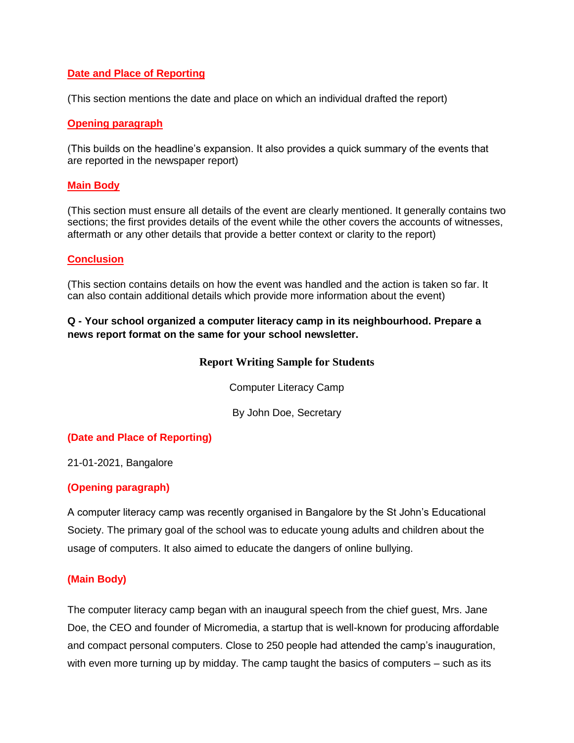**Date and Place of Reporting**

(This section mentions the date and place on which an individual drafted the report)

**Opening paragraph**

(This builds on the headline's expansion. It also provides a quick summary of the events that are reported in the newspaper report)

**Main Body**

(This section must ensure all details of the event are clearly mentioned. It generally contains two sections; the first provides details of the event while the other covers the accounts of witnesses, aftermath or any other details that provide a better context or clarity to the report)

**Conclusion**

(This section contains details on how the event was handled and the action is taken so far. It can also contain additional details which provide more information about the event)

**Q - Your school organized a computer literacy camp in its neighbourhood. Prepare a news report format on the same for your school newsletter.**

## Report Writing Sample for Students

Computer Literacy Camp

By John Doe, Secretary

**(Date and Place of Reporting)**

21-01-2021, Bangalore

**(Opening paragraph)**

A computer literacy camp was recently organised in Bangalore by the St John's Educational Society. The primary goal of the school was to educate young adults and children about the usage of computers. It also aimed to educate the dangers of online bullying.

**(Main Body)**

The computer literacy camp began with an inaugural speech from the chief guest, Mrs. Jane Doe, the CEO and founder of Micromedia, a startup that is well-known for producing affordable and compact personal computers. Close to 250 people had attended the camp's inauguration, with even more turning up by midday. The camp taught the basics of computers – such as its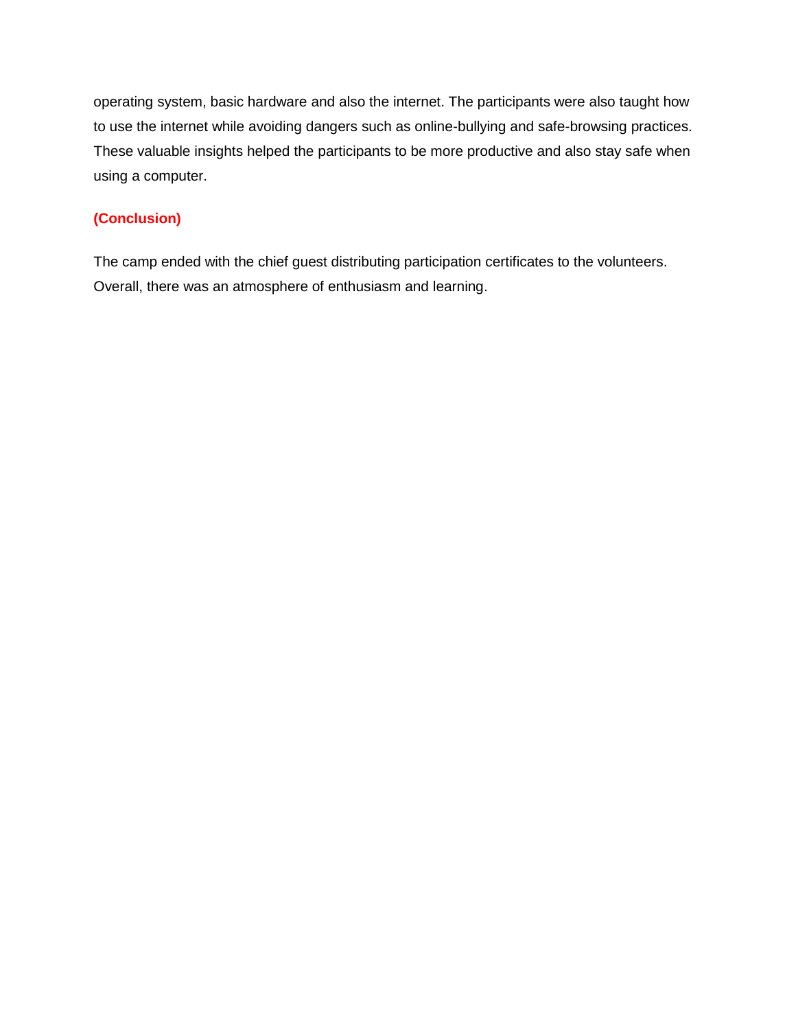operating system, basic hardware and also the internet. The participants were also taught how to use the internet while avoiding dangers such as online-bullying and safe-browsing practices. These valuable insights helped the participants to be more productive and also stay safe when using a computer.

**(Conclusion)**

The camp ended with the chief guest distributing participation certificates to the volunteers. Overall, there was an atmosphere of enthusiasm and learning.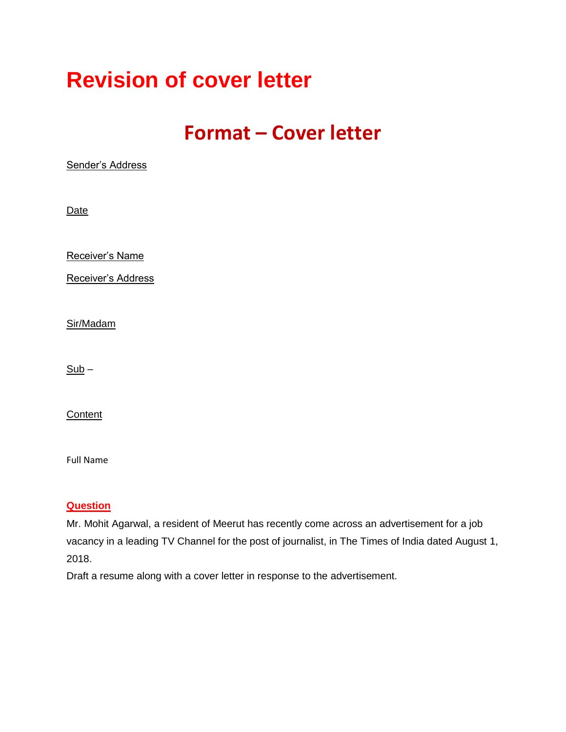# Revision of cover letter

## Format – Cover letter

<u>Sender's Address</u>

<u>Date</u>

<u>Receiver's Name</u>

<u>Receiver's Address</u>

<u>Sir/Madam</u>

<u>Sub</u> –

<u>Content</u>

Full Name

**<u>Question</u>**

Mr. Mohit Agarwal, a resident of Meerut has recently come across an advertisement for a job vacancy in a leading TV Channel for the post of journalist, in The Times of India dated August 1, 2018.

Draft a resume along with a cover letter in response to the advertisement.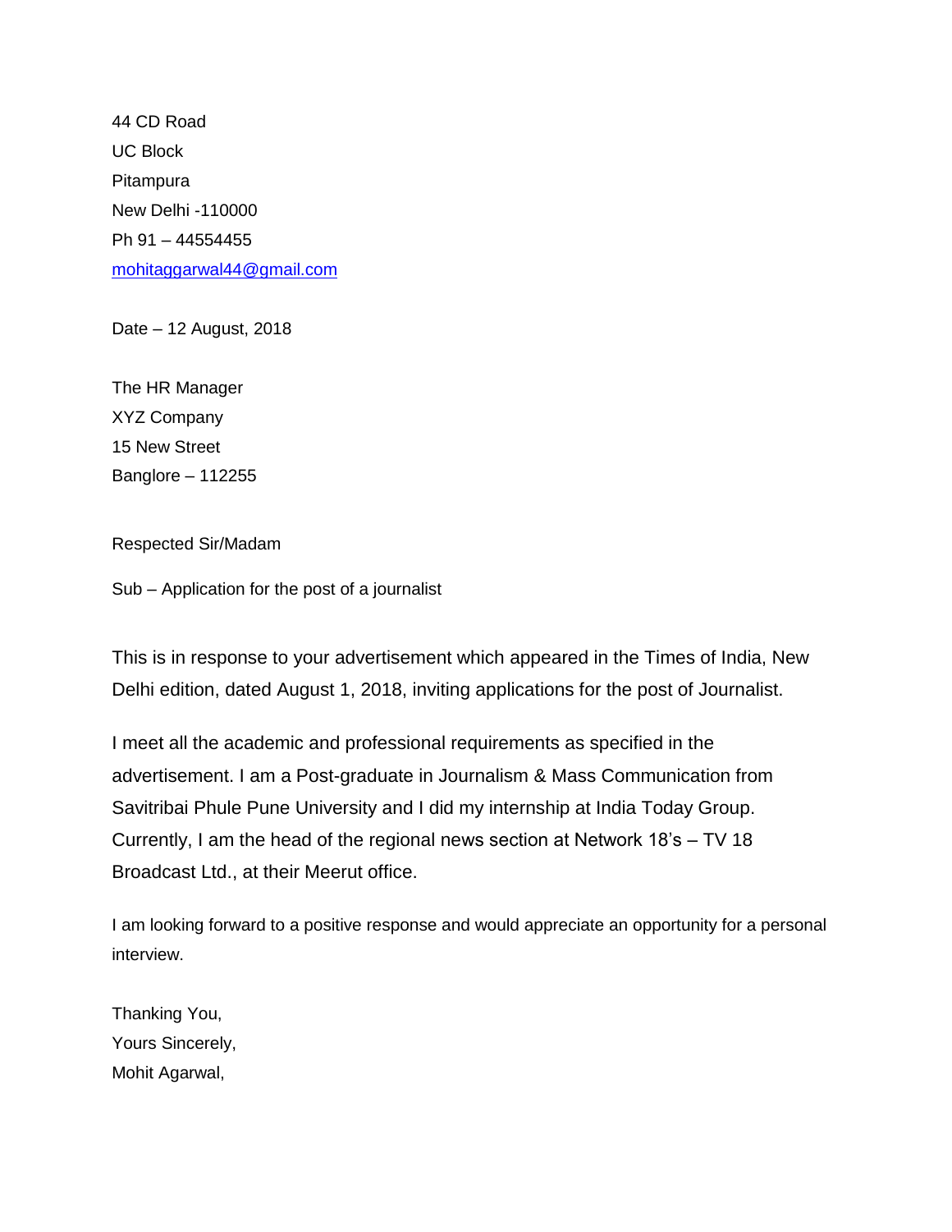44 CD Road
UC Block
Pitampura
New Delhi -110000
Ph 91 – 44554455
mohitaggarwal44@gmail.com

Date – 12 August, 2018

The HR Manager
XYZ Company
15 New Street
Banglore – 112255

Respected Sir/Madam

Sub – Application for the post of a journalist

This is in response to your advertisement which appeared in the Times of India, New Delhi edition, dated August 1, 2018, inviting applications for the post of Journalist.

I meet all the academic and professional requirements as specified in the advertisement. I am a Post-graduate in Journalism & Mass Communication from Savitribai Phule Pune University and I did my internship at India Today Group. Currently, I am the head of the regional news section at Network 18's – TV 18 Broadcast Ltd., at their Meerut office.

I am looking forward to a positive response and would appreciate an opportunity for a personal interview.

Thanking You,
Yours Sincerely,
Mohit Agarwal,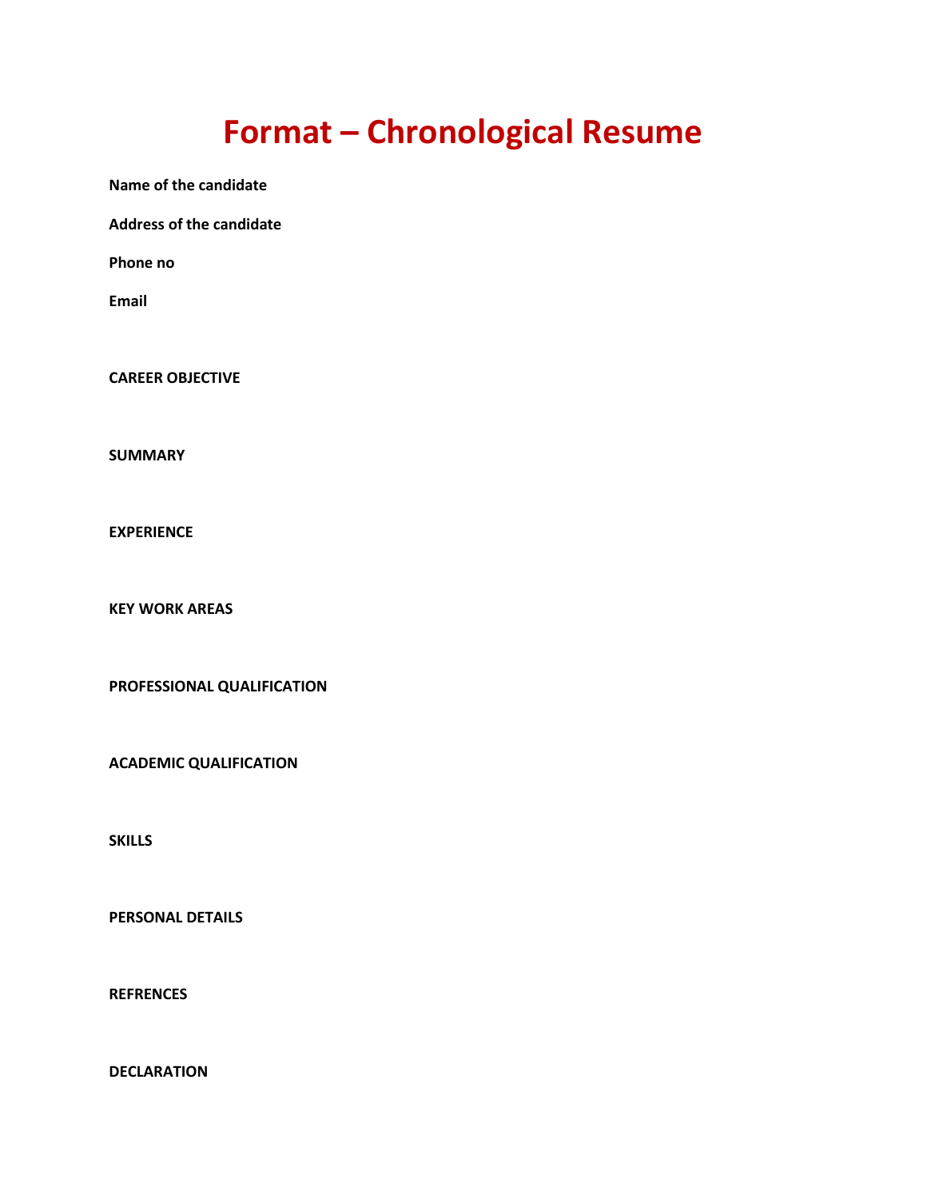# Format – Chronological Resume

**Name of the candidate**

**Address of the candidate**

**Phone no**

**Email**

**CAREER OBJECTIVE**

**SUMMARY**

**EXPERIENCE**

**KEY WORK AREAS**

**PROFESSIONAL QUALIFICATION**

**ACADEMIC QUALIFICATION**

**SKILLS**

**PERSONAL DETAILS**

**REFRENCES**

**DECLARATION**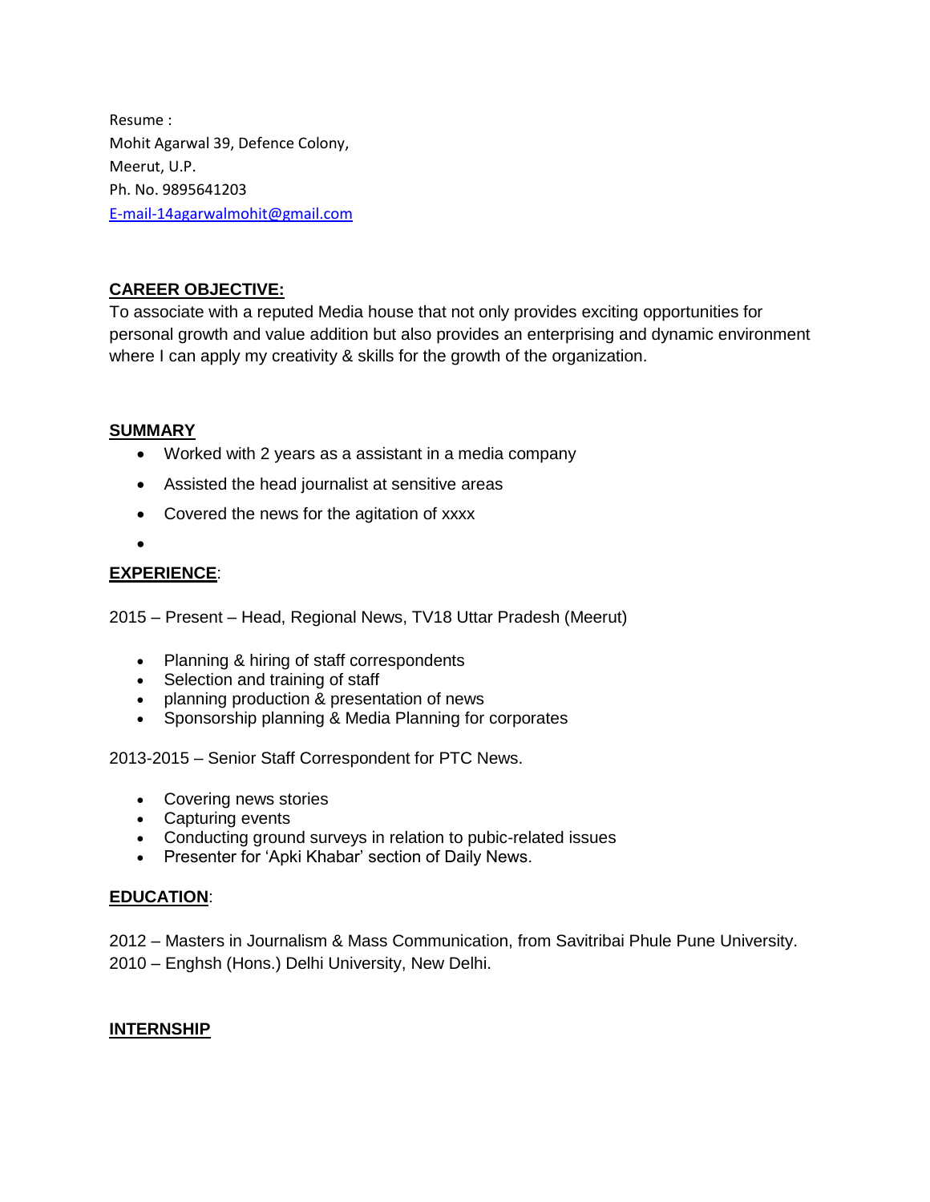Resume :
Mohit Agarwal 39, Defence Colony,
Meerut, U.P.
Ph. No. 9895641203
E-mail-14agarwalmohit@gmail.com

## CAREER OBJECTIVE:

To associate with a reputed Media house that not only provides exciting opportunities for personal growth and value addition but also provides an enterprising and dynamic environment where I can apply my creativity & skills for the growth of the organization.

## SUMMARY

- Worked with 2 years as a assistant in a media company
- Assisted the head journalist at sensitive areas
- Covered the news for the agitation of xxxx
- 

## EXPERIENCE:

2015 – Present – Head, Regional News, TV18 Uttar Pradesh (Meerut)

- Planning & hiring of staff correspondents
- Selection and training of staff
- planning production & presentation of news
- Sponsorship planning & Media Planning for corporates

2013-2015 – Senior Staff Correspondent for PTC News.

- Covering news stories
- Capturing events
- Conducting ground surveys in relation to pubic-related issues
- Presenter for 'Apki Khabar' section of Daily News.

## EDUCATION:

2012 – Masters in Journalism & Mass Communication, from Savitribai Phule Pune University.
2010 – Enghsh (Hons.) Delhi University, New Delhi.

## INTERNSHIP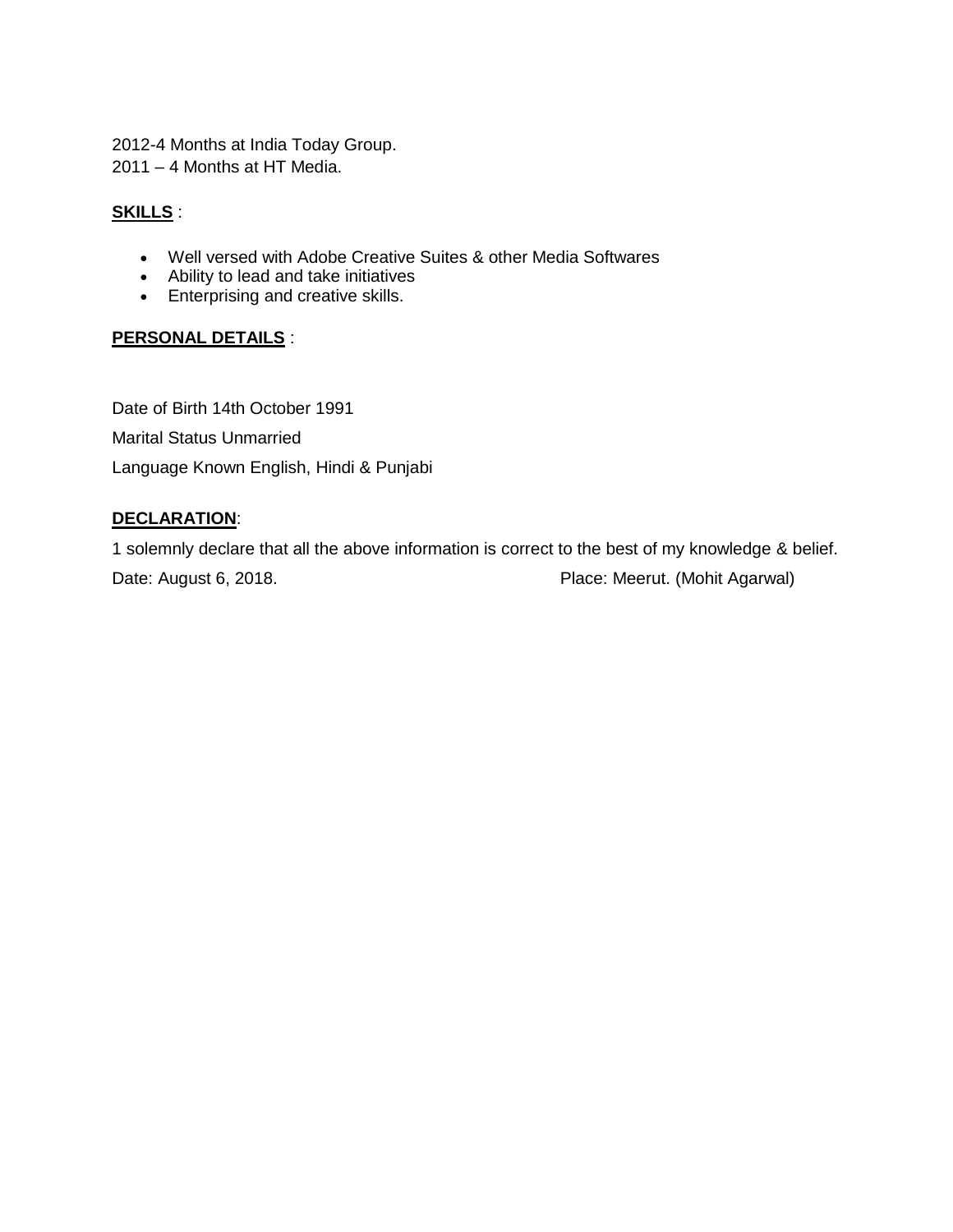2012-4 Months at India Today Group.
2011 – 4 Months at HT Media.

**SKILLS** :

- Well versed with Adobe Creative Suites & other Media Softwares
- Ability to lead and take initiatives
- Enterprising and creative skills.

**PERSONAL DETAILS** :

Date of Birth 14th October 1991

Marital Status Unmarried

Language Known English, Hindi & Punjabi

**DECLARATION**:

1 solemnly declare that all the above information is correct to the best of my knowledge & belief.

Date: August 6, 2018. Place: Meerut. (Mohit Agarwal)